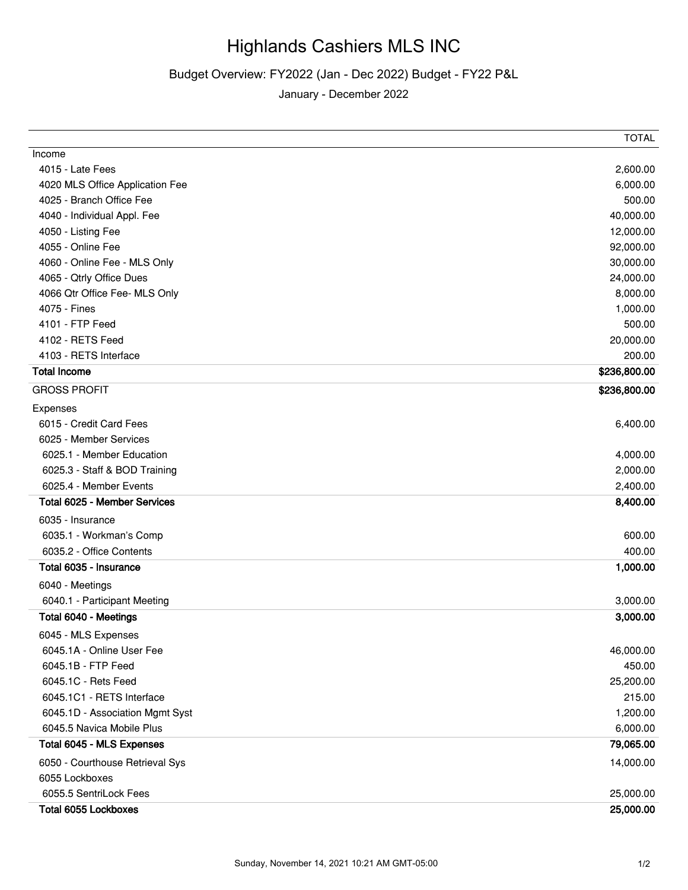# Highlands Cashiers MLS INC

## Budget Overview: FY2022 (Jan - Dec 2022) Budget - FY22 P&L

January - December 2022

| | TOTAL |
|---|---|
| Income | |
| 4015 - Late Fees | 2,600.00 |
| 4020 MLS Office Application Fee | 6,000.00 |
| 4025 - Branch Office Fee | 500.00 |
| 4040 - Individual Appl. Fee | 40,000.00 |
| 4050 - Listing Fee | 12,000.00 |
| 4055 - Online Fee | 92,000.00 |
| 4060 - Online Fee - MLS Only | 30,000.00 |
| 4065 - Qtrly Office Dues | 24,000.00 |
| 4066 Qtr Office Fee- MLS Only | 8,000.00 |
| 4075 - Fines | 1,000.00 |
| 4101 - FTP Feed | 500.00 |
| 4102 - RETS Feed | 20,000.00 |
| 4103 - RETS Interface | 200.00 |
| **Total Income** | **$236,800.00** |
| GROSS PROFIT | **$236,800.00** |
| Expenses | |
| 6015 - Credit Card Fees | 6,400.00 |
| 6025 - Member Services | |
| 6025.1 - Member Education | 4,000.00 |
| 6025.3 - Staff & BOD Training | 2,000.00 |
| 6025.4 - Member Events | 2,400.00 |
| **Total 6025 - Member Services** | **8,400.00** |
| 6035 - Insurance | |
| 6035.1 - Workman's Comp | 600.00 |
| 6035.2 - Office Contents | 400.00 |
| **Total 6035 - Insurance** | **1,000.00** |
| 6040 - Meetings | |
| 6040.1 - Participant Meeting | 3,000.00 |
| **Total 6040 - Meetings** | **3,000.00** |
| 6045 - MLS Expenses | |
| 6045.1A - Online User Fee | 46,000.00 |
| 6045.1B - FTP Feed | 450.00 |
| 6045.1C - Rets Feed | 25,200.00 |
| 6045.1C1 - RETS Interface | 215.00 |
| 6045.1D - Association Mgmt Syst | 1,200.00 |
| 6045.5 Navica Mobile Plus | 6,000.00 |
| **Total 6045 - MLS Expenses** | **79,065.00** |
| 6050 - Courthouse Retrieval Sys | 14,000.00 |
| 6055 Lockboxes | |
| 6055.5 SentriLock Fees | 25,000.00 |
| **Total 6055 Lockboxes** | **25,000.00** |

Sunday, November 14, 2021 10:21 AM GMT-05:00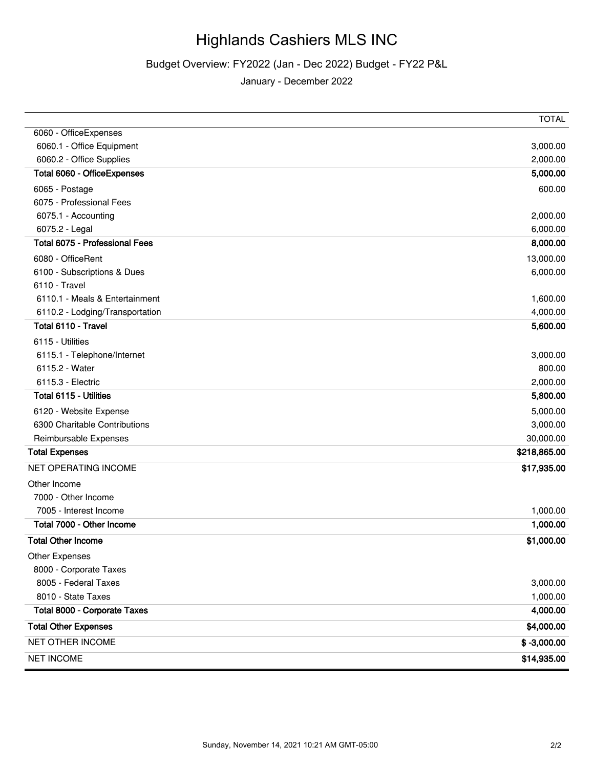# Highlands Cashiers MLS INC

## Budget Overview: FY2022 (Jan - Dec 2022) Budget - FY22 P&L

January - December 2022

| | TOTAL |
|---|---|
| 6060 - OfficeExpenses | |
| 6060.1 - Office Equipment | 3,000.00 |
| 6060.2 - Office Supplies | 2,000.00 |
| **Total 6060 - OfficeExpenses** | **5,000.00** |
| 6065 - Postage | 600.00 |
| 6075 - Professional Fees | |
| 6075.1 - Accounting | 2,000.00 |
| 6075.2 - Legal | 6,000.00 |
| **Total 6075 - Professional Fees** | **8,000.00** |
| 6080 - OfficeRent | 13,000.00 |
| 6100 - Subscriptions & Dues | 6,000.00 |
| 6110 - Travel | |
| 6110.1 - Meals & Entertainment | 1,600.00 |
| 6110.2 - Lodging/Transportation | 4,000.00 |
| **Total 6110 - Travel** | **5,600.00** |
| 6115 - Utilities | |
| 6115.1 - Telephone/Internet | 3,000.00 |
| 6115.2 - Water | 800.00 |
| 6115.3 - Electric | 2,000.00 |
| **Total 6115 - Utilities** | **5,800.00** |
| 6120 - Website Expense | 5,000.00 |
| 6300 Charitable Contributions | 3,000.00 |
| Reimbursable Expenses | 30,000.00 |
| **Total Expenses** | **$218,865.00** |
| NET OPERATING INCOME | **$17,935.00** |
| Other Income | |
| 7000 - Other Income | |
| 7005 - Interest Income | 1,000.00 |
| **Total 7000 - Other Income** | **1,000.00** |
| **Total Other Income** | **$1,000.00** |
| Other Expenses | |
| 8000 - Corporate Taxes | |
| 8005 - Federal Taxes | 3,000.00 |
| 8010 - State Taxes | 1,000.00 |
| **Total 8000 - Corporate Taxes** | **4,000.00** |
| **Total Other Expenses** | **$4,000.00** |
| NET OTHER INCOME | **$ -3,000.00** |
| NET INCOME | **$14,935.00** |

Sunday, November 14, 2021 10:21 AM GMT-05:00